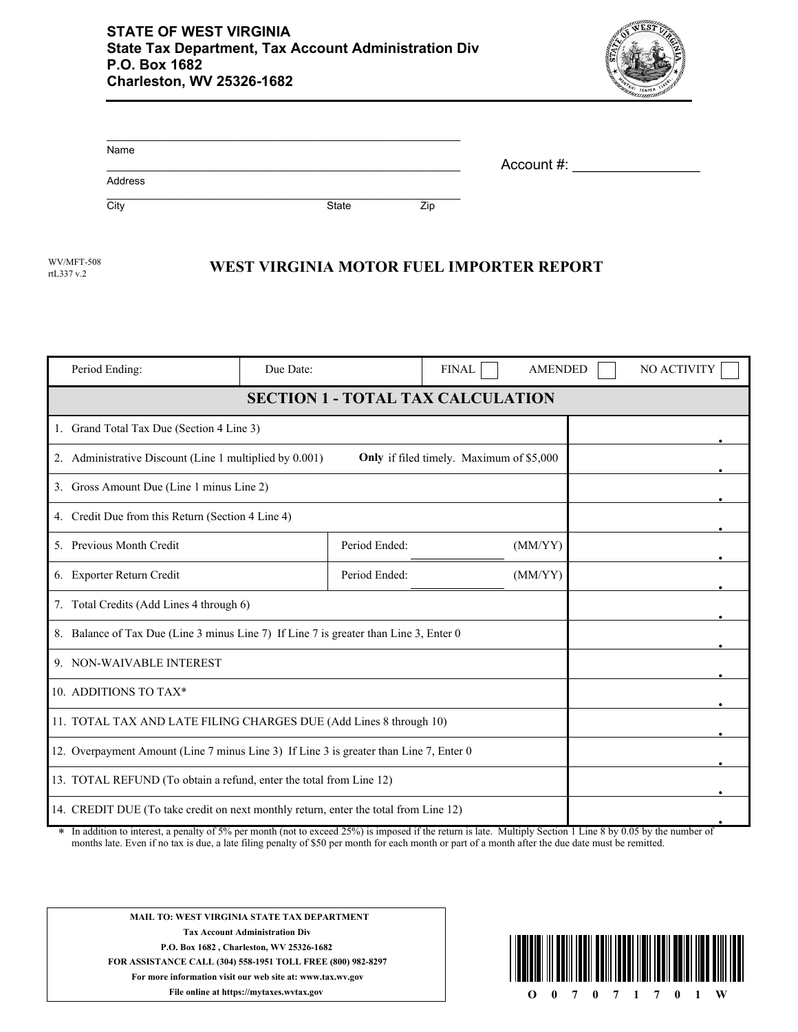**STATE OF WEST VIRGINIA**
**State Tax Department, Tax Account Administration Div**
**P.O. Box 1682**
**Charleston, WV 25326-1682**

Name ______________________________

Address ______________________________

City ______________ State ______ Zip ______

Account #: ________________

WV/MFT-508
rtL337 v.2

# WEST VIRGINIA MOTOR FUEL IMPORTER REPORT

| Period Ending: | Due Date: | FINAL ☐ AMENDED ☐ NO ACTIVITY ☐ |
|---|---|---|

## SECTION 1 - TOTAL TAX CALCULATION

| Line | Amount |
|---|---|
| 1. Grand Total Tax Due (Section 4 Line 3) | . |
| 2. Administrative Discount (Line 1 multiplied by 0.001) **Only** if filed timely. Maximum of $5,000 | . |
| 3. Gross Amount Due (Line 1 minus Line 2) | . |
| 4. Credit Due from this Return (Section 4 Line 4) | . |
| 5. Previous Month Credit — Period Ended: __________ (MM/YY) | . |
| 6. Exporter Return Credit — Period Ended: __________ (MM/YY) | . |
| 7. Total Credits (Add Lines 4 through 6) | . |
| 8. Balance of Tax Due (Line 3 minus Line 7) If Line 7 is greater than Line 3, Enter 0 | . |
| 9. NON-WAIVABLE INTEREST | . |
| 10. ADDITIONS TO TAX* | . |
| 11. TOTAL TAX AND LATE FILING CHARGES DUE (Add Lines 8 through 10) | . |
| 12. Overpayment Amount (Line 7 minus Line 3) If Line 3 is greater than Line 7, Enter 0 | . |
| 13. TOTAL REFUND (To obtain a refund, enter the total from Line 12) | . |
| 14. CREDIT DUE (To take credit on next monthly return, enter the total from Line 12) | . |

\* In addition to interest, a penalty of 5% per month (not to exceed 25%) is imposed if the return is late. Multiply Section 1 Line 8 by 0.05 by the number of months late. Even if no tax is due, a late filing penalty of $50 per month for each month or part of a month after the due date must be remitted.

**MAIL TO: WEST VIRGINIA STATE TAX DEPARTMENT**
**Tax Account Administration Div**
**P.O. Box 1682 , Charleston, WV 25326-1682**
**FOR ASSISTANCE CALL (304) 558-1951 TOLL FREE (800) 982-8297**
**For more information visit our web site at: www.tax.wv.gov**
**File online at https://mytaxes.wvtax.gov**

O 0 7 0 7 1 7 0 1 W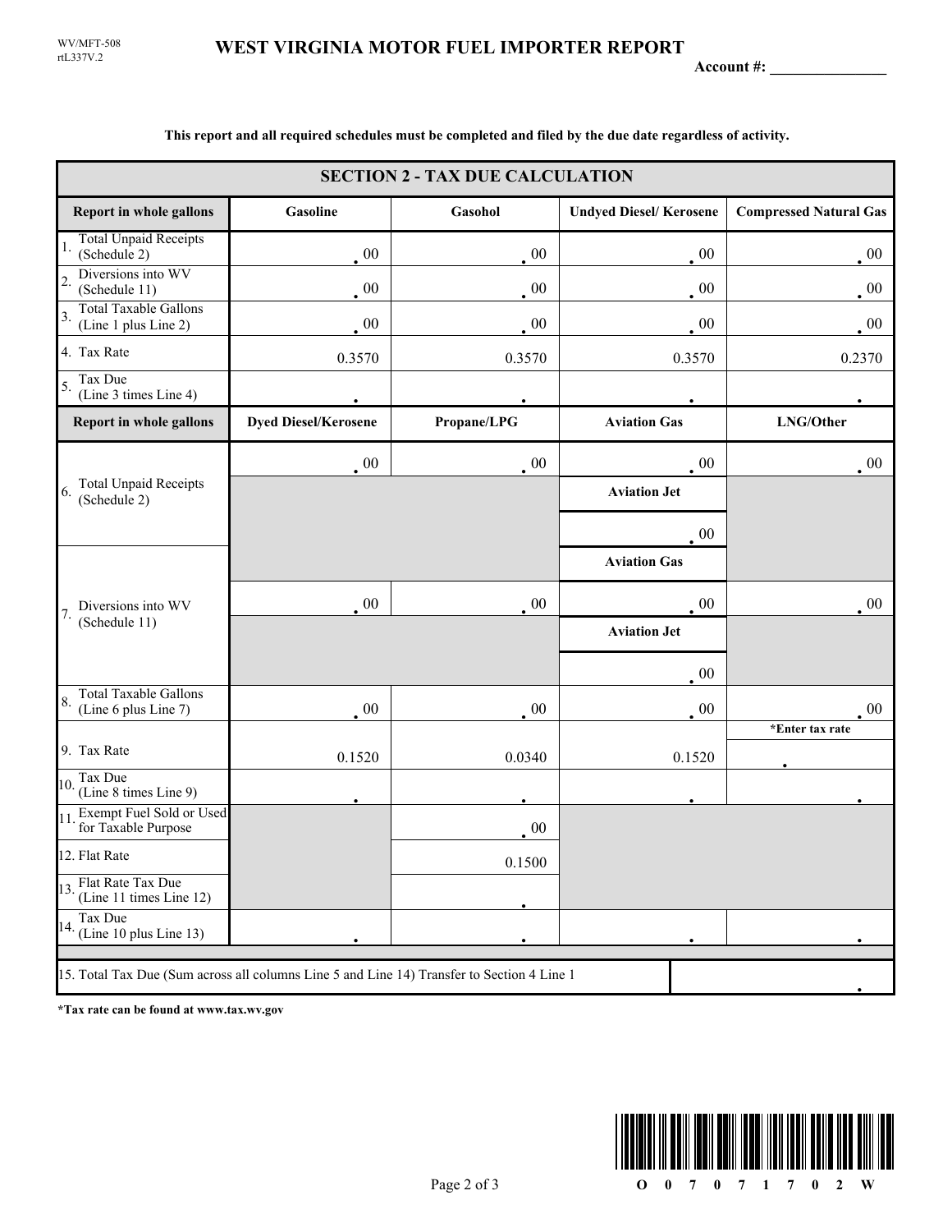WV/MFT-508
rtL337V.2

# WEST VIRGINIA MOTOR FUEL IMPORTER REPORT

**Account #: _______________**

**This report and all required schedules must be completed and filed by the due date regardless of activity.**

## SECTION 2 - TAX DUE CALCULATION

| Report in whole gallons | Gasoline | Gasohol | Undyed Diesel/ Kerosene | Compressed Natural Gas |
|---|---|---|---|---|
| 1. Total Unpaid Receipts (Schedule 2) | .00 | .00 | .00 | .00 |
| 2. Diversions into WV (Schedule 11) | .00 | .00 | .00 | .00 |
| 3. Total Taxable Gallons (Line 1 plus Line 2) | .00 | .00 | .00 | .00 |
| 4. Tax Rate | 0.3570 | 0.3570 | 0.3570 | 0.2370 |
| 5. Tax Due (Line 3 times Line 4) | . | . | . | . |

| Report in whole gallons | Dyed Diesel/Kerosene | Propane/LPG | Aviation Gas | LNG/Other |
|---|---|---|---|---|
| 6. Total Unpaid Receipts (Schedule 2) | .00 | .00 | .00 | .00 |
| | | | **Aviation Jet** | |
| | | | .00 | |
| 7. Diversions into WV (Schedule 11) | | | **Aviation Gas** | |
| | .00 | .00 | .00 | .00 |
| | | | **Aviation Jet** | |
| | | | .00 | |
| 8. Total Taxable Gallons (Line 6 plus Line 7) | .00 | .00 | .00 | .00 |
| 9. Tax Rate | 0.1520 | 0.0340 | 0.1520 | *Enter tax rate . |
| 10. Tax Due (Line 8 times Line 9) | . | . | . | . |
| 11. Exempt Fuel Sold or Used for Taxable Purpose | | .00 | | |
| 12. Flat Rate | | 0.1500 | | |
| 13. Flat Rate Tax Due (Line 11 times Line 12) | | . | | |
| 14. Tax Due (Line 10 plus Line 13) | . | . | . | . |

| 15. Total Tax Due (Sum across all columns Line 5 and Line 14) Transfer to Section 4 Line 1 | . |
|---|---|

**\*Tax rate can be found at www.tax.wv.gov**

O 0 7 0 7 1 7 0 2 W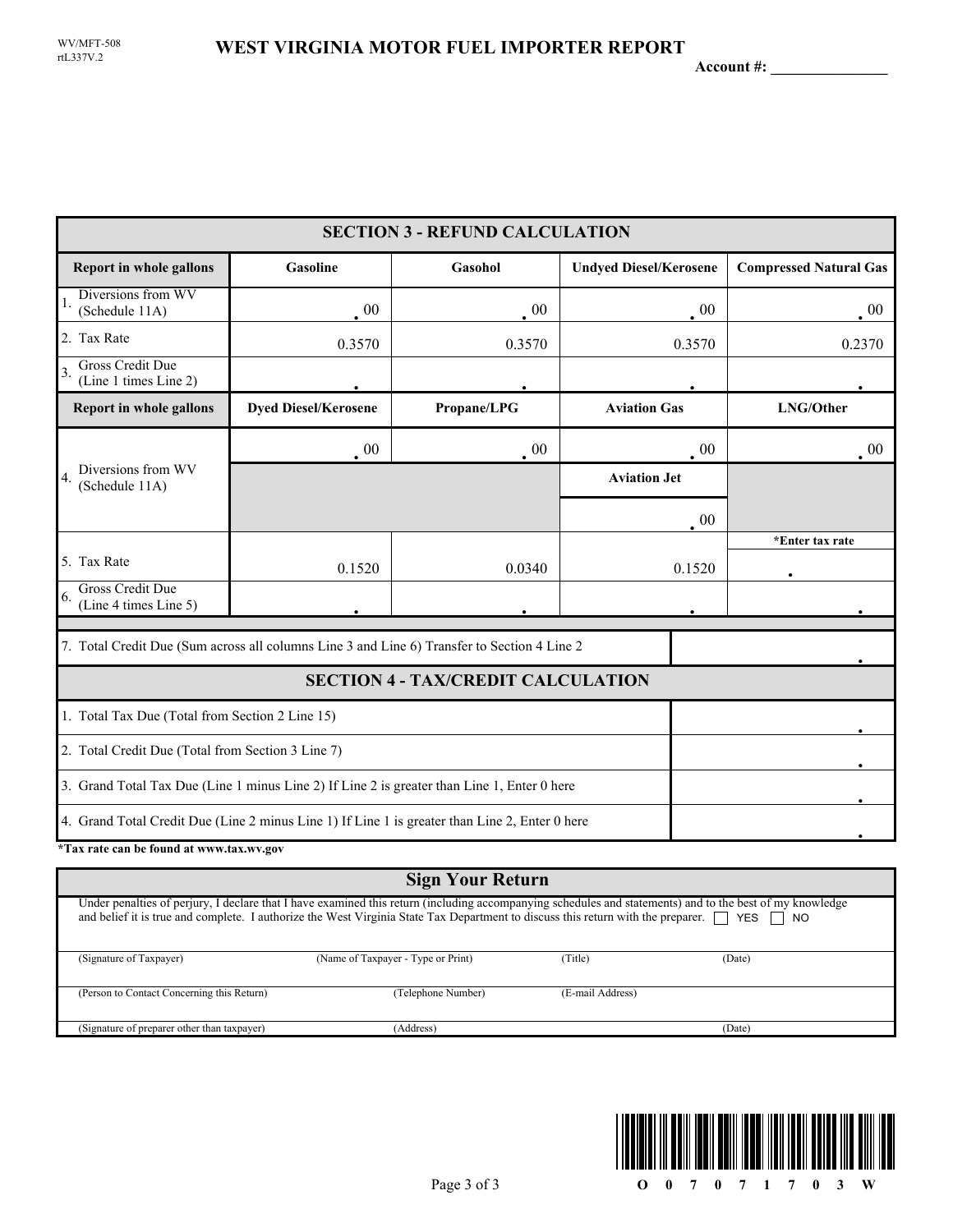WV/MFT-508
rtL337V.2

# WEST VIRGINIA MOTOR FUEL IMPORTER REPORT

**Account #: _______________**

## SECTION 3 - REFUND CALCULATION

| Report in whole gallons | Gasoline | Gasohol | Undyed Diesel/Kerosene | Compressed Natural Gas |
|---|---|---|---|---|
| 1. Diversions from WV (Schedule 11A) | . 00 | . 00 | . 00 | . 00 |
| 2. Tax Rate | 0.3570 | 0.3570 | 0.3570 | 0.2370 |
| 3. Gross Credit Due (Line 1 times Line 2) | . | . | . | . |
| **Report in whole gallons** | **Dyed Diesel/Kerosene** | **Propane/LPG** | **Aviation Gas** | **LNG/Other** |
| 4. Diversions from WV (Schedule 11A) | . 00 | . 00 | . 00 | . 00 |
| | | | **Aviation Jet** | |
| | | | . 00 | |
| | | | | *Enter tax rate |
| 5. Tax Rate | 0.1520 | 0.0340 | 0.1520 | . |
| 6. Gross Credit Due (Line 4 times Line 5) | . | . | . | . |

| | |
|---|---|
| 7. Total Credit Due (Sum across all columns Line 3 and Line 6) Transfer to Section 4 Line 2 | . |

## SECTION 4 - TAX/CREDIT CALCULATION

| | |
|---|---|
| 1. Total Tax Due (Total from Section 2 Line 15) | . |
| 2. Total Credit Due (Total from Section 3 Line 7) | . |
| 3. Grand Total Tax Due (Line 1 minus Line 2) If Line 2 is greater than Line 1, Enter 0 here | . |
| 4. Grand Total Credit Due (Line 2 minus Line 1) If Line 1 is greater than Line 2, Enter 0 here | . |

**\*Tax rate can be found at www.tax.wv.gov**

## Sign Your Return

Under penalties of perjury, I declare that I have examined this return (including accompanying schedules and statements) and to the best of my knowledge and belief it is true and complete. I authorize the West Virginia State Tax Department to discuss this return with the preparer. ☐ YES ☐ NO

(Signature of Taxpayer) (Name of Taxpayer - Type or Print) (Title) (Date)

(Person to Contact Concerning this Return) (Telephone Number) (E-mail Address)

(Signature of preparer other than taxpayer) (Address) (Date)

O 0 7 0 7 1 7 0 3 W